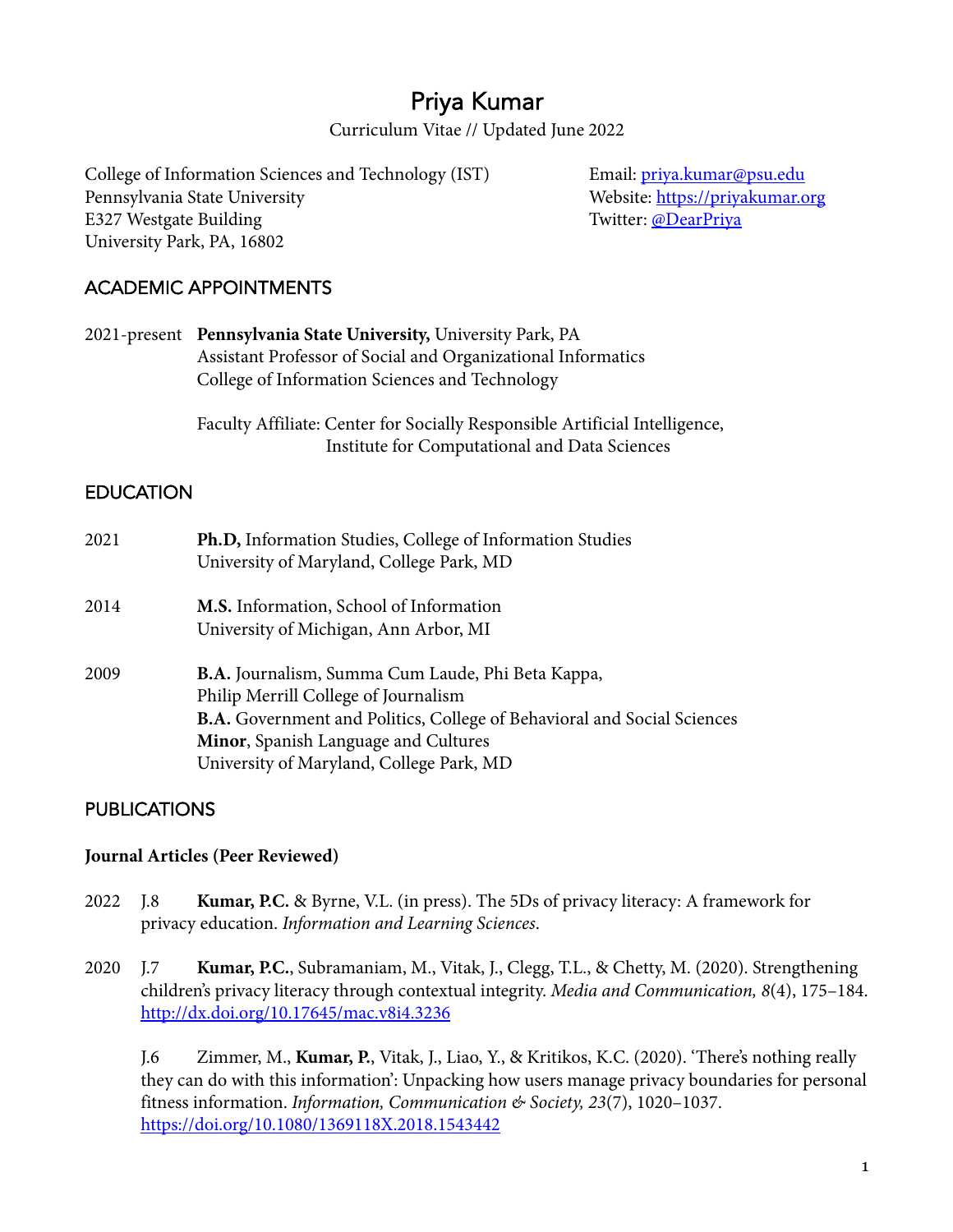# Priya Kumar

Curriculum Vitae // Updated June 2022

College of Information Sciences and Technology (IST)
Pennsylvania State University
E327 Westgate Building
University Park, PA, 16802

Email: priya.kumar@psu.edu
Website: https://priyakumar.org
Twitter: @DearPriya

## ACADEMIC APPOINTMENTS

2021-present **Pennsylvania State University,** University Park, PA
Assistant Professor of Social and Organizational Informatics
College of Information Sciences and Technology

Faculty Affiliate: Center for Socially Responsible Artificial Intelligence,
Institute for Computational and Data Sciences

## EDUCATION

2021 **Ph.D,** Information Studies, College of Information Studies
University of Maryland, College Park, MD

2014 **M.S.** Information, School of Information
University of Michigan, Ann Arbor, MI

2009 **B.A.** Journalism, Summa Cum Laude, Phi Beta Kappa,
Philip Merrill College of Journalism
**B.A.** Government and Politics, College of Behavioral and Social Sciences
**Minor**, Spanish Language and Cultures
University of Maryland, College Park, MD

## PUBLICATIONS

### Journal Articles (Peer Reviewed)

2022 J.8 **Kumar, P.C.** & Byrne, V.L. (in press). The 5Ds of privacy literacy: A framework for privacy education. *Information and Learning Sciences*.

2020 J.7 **Kumar, P.C.**, Subramaniam, M., Vitak, J., Clegg, T.L., & Chetty, M. (2020). Strengthening children's privacy literacy through contextual integrity. *Media and Communication, 8*(4), 175–184. http://dx.doi.org/10.17645/mac.v8i4.3236

J.6 Zimmer, M., **Kumar, P.**, Vitak, J., Liao, Y., & Kritikos, K.C. (2020). 'There's nothing really they can do with this information': Unpacking how users manage privacy boundaries for personal fitness information. *Information, Communication & Society, 23*(7), 1020–1037. https://doi.org/10.1080/1369118X.2018.1543442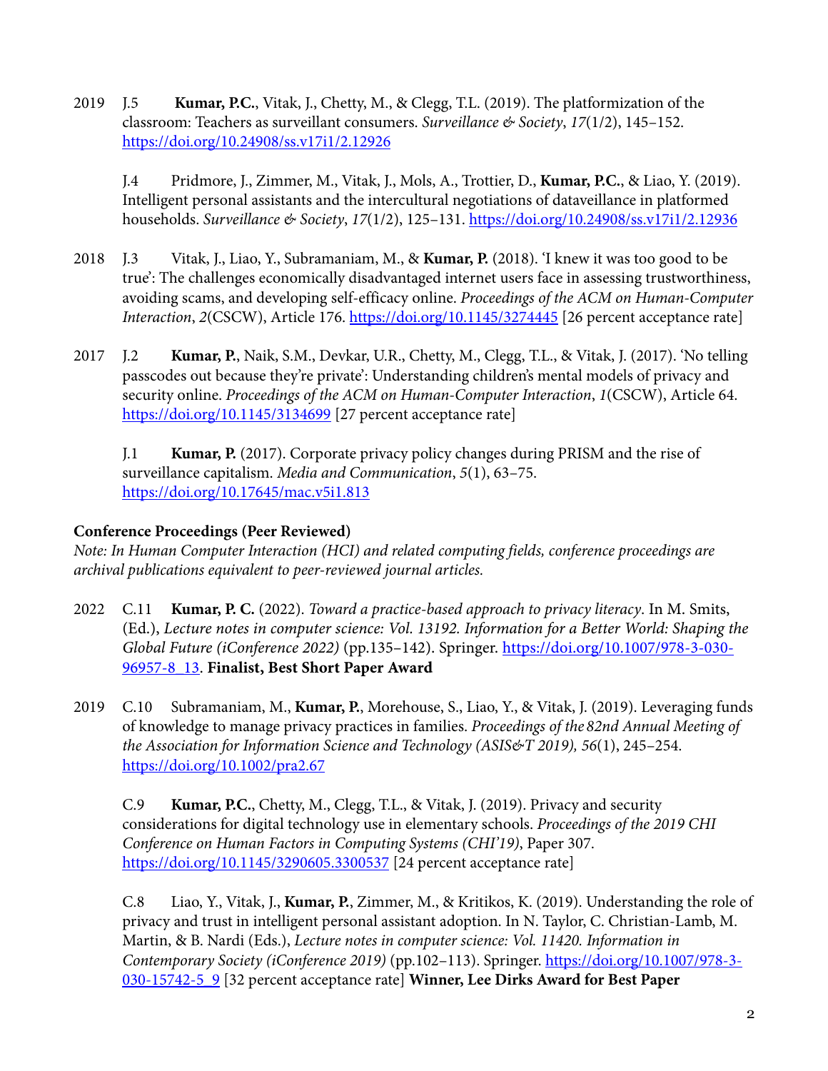2019 J.5 **Kumar, P.C.**, Vitak, J., Chetty, M., & Clegg, T.L. (2019). The platformization of the classroom: Teachers as surveillant consumers. *Surveillance & Society*, *17*(1/2), 145–152. https://doi.org/10.24908/ss.v17i1/2.12926

J.4 Pridmore, J., Zimmer, M., Vitak, J., Mols, A., Trottier, D., **Kumar, P.C.**, & Liao, Y. (2019). Intelligent personal assistants and the intercultural negotiations of dataveillance in platformed households. *Surveillance & Society*, *17*(1/2), 125–131. https://doi.org/10.24908/ss.v17i1/2.12936

2018 J.3 Vitak, J., Liao, Y., Subramaniam, M., & **Kumar, P.** (2018). 'I knew it was too good to be true': The challenges economically disadvantaged internet users face in assessing trustworthiness, avoiding scams, and developing self-efficacy online. *Proceedings of the ACM on Human-Computer Interaction*, *2*(CSCW), Article 176. https://doi.org/10.1145/3274445 [26 percent acceptance rate]

2017 J.2 **Kumar, P.**, Naik, S.M., Devkar, U.R., Chetty, M., Clegg, T.L., & Vitak, J. (2017). 'No telling passcodes out because they're private': Understanding children's mental models of privacy and security online. *Proceedings of the ACM on Human-Computer Interaction*, *1*(CSCW), Article 64. https://doi.org/10.1145/3134699 [27 percent acceptance rate]

J.1 **Kumar, P.** (2017). Corporate privacy policy changes during PRISM and the rise of surveillance capitalism. *Media and Communication*, *5*(1), 63–75. https://doi.org/10.17645/mac.v5i1.813

**Conference Proceedings (Peer Reviewed)**

*Note: In Human Computer Interaction (HCI) and related computing fields, conference proceedings are archival publications equivalent to peer-reviewed journal articles.*

2022 C.11 **Kumar, P. C.** (2022). *Toward a practice-based approach to privacy literacy*. In M. Smits, (Ed.), *Lecture notes in computer science: Vol. 13192. Information for a Better World: Shaping the Global Future (iConference 2022)* (pp.135–142). Springer. https://doi.org/10.1007/978-3-030-96957-8_13. **Finalist, Best Short Paper Award**

2019 C.10 Subramaniam, M., **Kumar, P.**, Morehouse, S., Liao, Y., & Vitak, J. (2019). Leveraging funds of knowledge to manage privacy practices in families. *Proceedings of the 82nd Annual Meeting of the Association for Information Science and Technology (ASIS&T 2019), 56*(1), 245–254. https://doi.org/10.1002/pra2.67

C.9 **Kumar, P.C.**, Chetty, M., Clegg, T.L., & Vitak, J. (2019). Privacy and security considerations for digital technology use in elementary schools. *Proceedings of the 2019 CHI Conference on Human Factors in Computing Systems (CHI'19)*, Paper 307. https://doi.org/10.1145/3290605.3300537 [24 percent acceptance rate]

C.8 Liao, Y., Vitak, J., **Kumar, P.**, Zimmer, M., & Kritikos, K. (2019). Understanding the role of privacy and trust in intelligent personal assistant adoption. In N. Taylor, C. Christian-Lamb, M. Martin, & B. Nardi (Eds.), *Lecture notes in computer science: Vol. 11420. Information in Contemporary Society (iConference 2019)* (pp.102–113). Springer. https://doi.org/10.1007/978-3-030-15742-5_9 [32 percent acceptance rate] **Winner, Lee Dirks Award for Best Paper**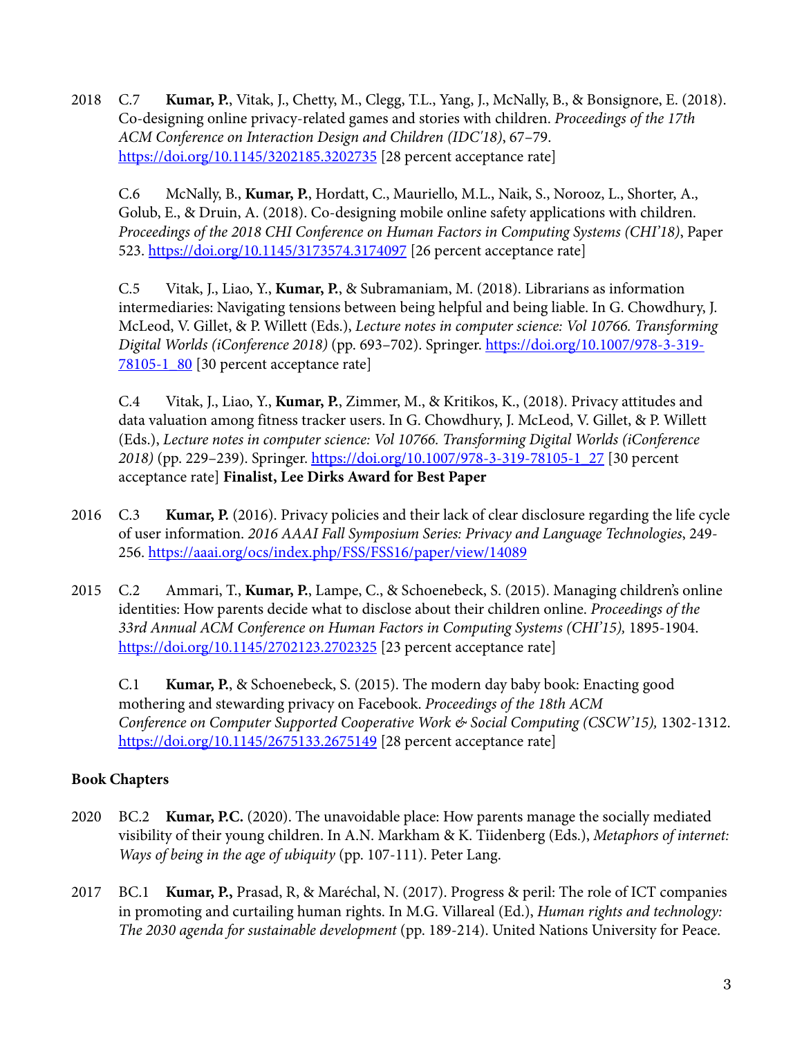2018 C.7 **Kumar, P.**, Vitak, J., Chetty, M., Clegg, T.L., Yang, J., McNally, B., & Bonsignore, E. (2018). Co-designing online privacy-related games and stories with children. *Proceedings of the 17th ACM Conference on Interaction Design and Children (IDC'18)*, 67–79. https://doi.org/10.1145/3202185.3202735 [28 percent acceptance rate]

C.6 McNally, B., **Kumar, P.**, Hordatt, C., Mauriello, M.L., Naik, S., Norooz, L., Shorter, A., Golub, E., & Druin, A. (2018). Co-designing mobile online safety applications with children. *Proceedings of the 2018 CHI Conference on Human Factors in Computing Systems (CHI'18)*, Paper 523. https://doi.org/10.1145/3173574.3174097 [26 percent acceptance rate]

C.5 Vitak, J., Liao, Y., **Kumar, P.**, & Subramaniam, M. (2018). Librarians as information intermediaries: Navigating tensions between being helpful and being liable. In G. Chowdhury, J. McLeod, V. Gillet, & P. Willett (Eds.), *Lecture notes in computer science: Vol 10766. Transforming Digital Worlds (iConference 2018)* (pp. 693–702). Springer. https://doi.org/10.1007/978-3-319-78105-1_80 [30 percent acceptance rate]

C.4 Vitak, J., Liao, Y., **Kumar, P.**, Zimmer, M., & Kritikos, K., (2018). Privacy attitudes and data valuation among fitness tracker users. In G. Chowdhury, J. McLeod, V. Gillet, & P. Willett (Eds.), *Lecture notes in computer science: Vol 10766. Transforming Digital Worlds (iConference 2018)* (pp. 229–239). Springer. https://doi.org/10.1007/978-3-319-78105-1_27 [30 percent acceptance rate] **Finalist, Lee Dirks Award for Best Paper**

2016 C.3 **Kumar, P.** (2016). Privacy policies and their lack of clear disclosure regarding the life cycle of user information. *2016 AAAI Fall Symposium Series: Privacy and Language Technologies*, 249-256. https://aaai.org/ocs/index.php/FSS/FSS16/paper/view/14089

2015 C.2 Ammari, T., **Kumar, P.**, Lampe, C., & Schoenebeck, S. (2015). Managing children's online identities: How parents decide what to disclose about their children online. *Proceedings of the 33rd Annual ACM Conference on Human Factors in Computing Systems (CHI'15),* 1895-1904. https://doi.org/10.1145/2702123.2702325 [23 percent acceptance rate]

C.1 **Kumar, P.**, & Schoenebeck, S. (2015). The modern day baby book: Enacting good mothering and stewarding privacy on Facebook. *Proceedings of the 18th ACM Conference on Computer Supported Cooperative Work & Social Computing (CSCW'15),* 1302-1312. https://doi.org/10.1145/2675133.2675149 [28 percent acceptance rate]

## Book Chapters

2020 BC.2 **Kumar, P.C.** (2020). The unavoidable place: How parents manage the socially mediated visibility of their young children. In A.N. Markham & K. Tiidenberg (Eds.), *Metaphors of internet: Ways of being in the age of ubiquity* (pp. 107-111). Peter Lang.

2017 BC.1 **Kumar, P.,** Prasad, R, & Maréchal, N. (2017). Progress & peril: The role of ICT companies in promoting and curtailing human rights. In M.G. Villareal (Ed.), *Human rights and technology: The 2030 agenda for sustainable development* (pp. 189-214). United Nations University for Peace.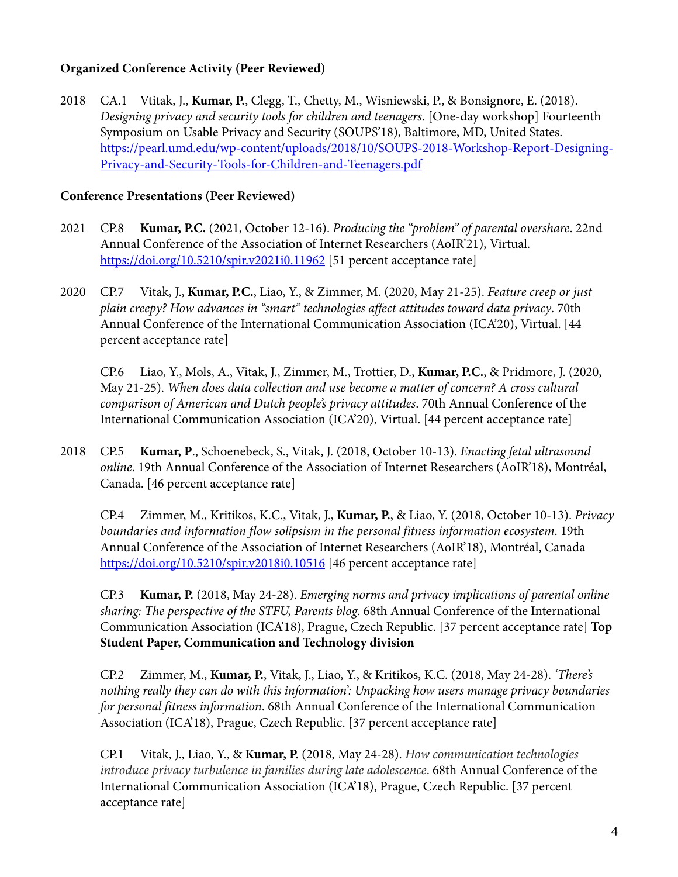**Organized Conference Activity (Peer Reviewed)**

2018 CA.1 Vtitak, J., **Kumar, P.**, Clegg, T., Chetty, M., Wisniewski, P., & Bonsignore, E. (2018). *Designing privacy and security tools for children and teenagers*. [One-day workshop] Fourteenth Symposium on Usable Privacy and Security (SOUPS'18), Baltimore, MD, United States. https://pearl.umd.edu/wp-content/uploads/2018/10/SOUPS-2018-Workshop-Report-Designing-Privacy-and-Security-Tools-for-Children-and-Teenagers.pdf

**Conference Presentations (Peer Reviewed)**

2021 CP.8 **Kumar, P.C.** (2021, October 12-16). *Producing the "problem" of parental overshare*. 22nd Annual Conference of the Association of Internet Researchers (AoIR'21), Virtual. https://doi.org/10.5210/spir.v2021i0.11962 [51 percent acceptance rate]

2020 CP.7 Vitak, J., **Kumar, P.C.**, Liao, Y., & Zimmer, M. (2020, May 21-25). *Feature creep or just plain creepy? How advances in "smart" technologies affect attitudes toward data privacy*. 70th Annual Conference of the International Communication Association (ICA'20), Virtual. [44 percent acceptance rate]

CP.6 Liao, Y., Mols, A., Vitak, J., Zimmer, M., Trottier, D., **Kumar, P.C.**, & Pridmore, J. (2020, May 21-25). *When does data collection and use become a matter of concern? A cross cultural comparison of American and Dutch people's privacy attitudes*. 70th Annual Conference of the International Communication Association (ICA'20), Virtual. [44 percent acceptance rate]

2018 CP.5 **Kumar, P**., Schoenebeck, S., Vitak, J. (2018, October 10-13). *Enacting fetal ultrasound online*. 19th Annual Conference of the Association of Internet Researchers (AoIR'18), Montréal, Canada. [46 percent acceptance rate]

CP.4 Zimmer, M., Kritikos, K.C., Vitak, J., **Kumar, P.**, & Liao, Y. (2018, October 10-13). *Privacy boundaries and information flow solipsism in the personal fitness information ecosystem*. 19th Annual Conference of the Association of Internet Researchers (AoIR'18), Montréal, Canada https://doi.org/10.5210/spir.v2018i0.10516 [46 percent acceptance rate]

CP.3 **Kumar, P.** (2018, May 24-28). *Emerging norms and privacy implications of parental online sharing: The perspective of the STFU, Parents blog*. 68th Annual Conference of the International Communication Association (ICA'18), Prague, Czech Republic. [37 percent acceptance rate] **Top Student Paper, Communication and Technology division**

CP.2 Zimmer, M., **Kumar, P.**, Vitak, J., Liao, Y., & Kritikos, K.C. (2018, May 24-28). *'There's nothing really they can do with this information': Unpacking how users manage privacy boundaries for personal fitness information*. 68th Annual Conference of the International Communication Association (ICA'18), Prague, Czech Republic. [37 percent acceptance rate]

CP.1 Vitak, J., Liao, Y., & **Kumar, P.** (2018, May 24-28). *How communication technologies introduce privacy turbulence in families during late adolescence*. 68th Annual Conference of the International Communication Association (ICA'18), Prague, Czech Republic. [37 percent acceptance rate]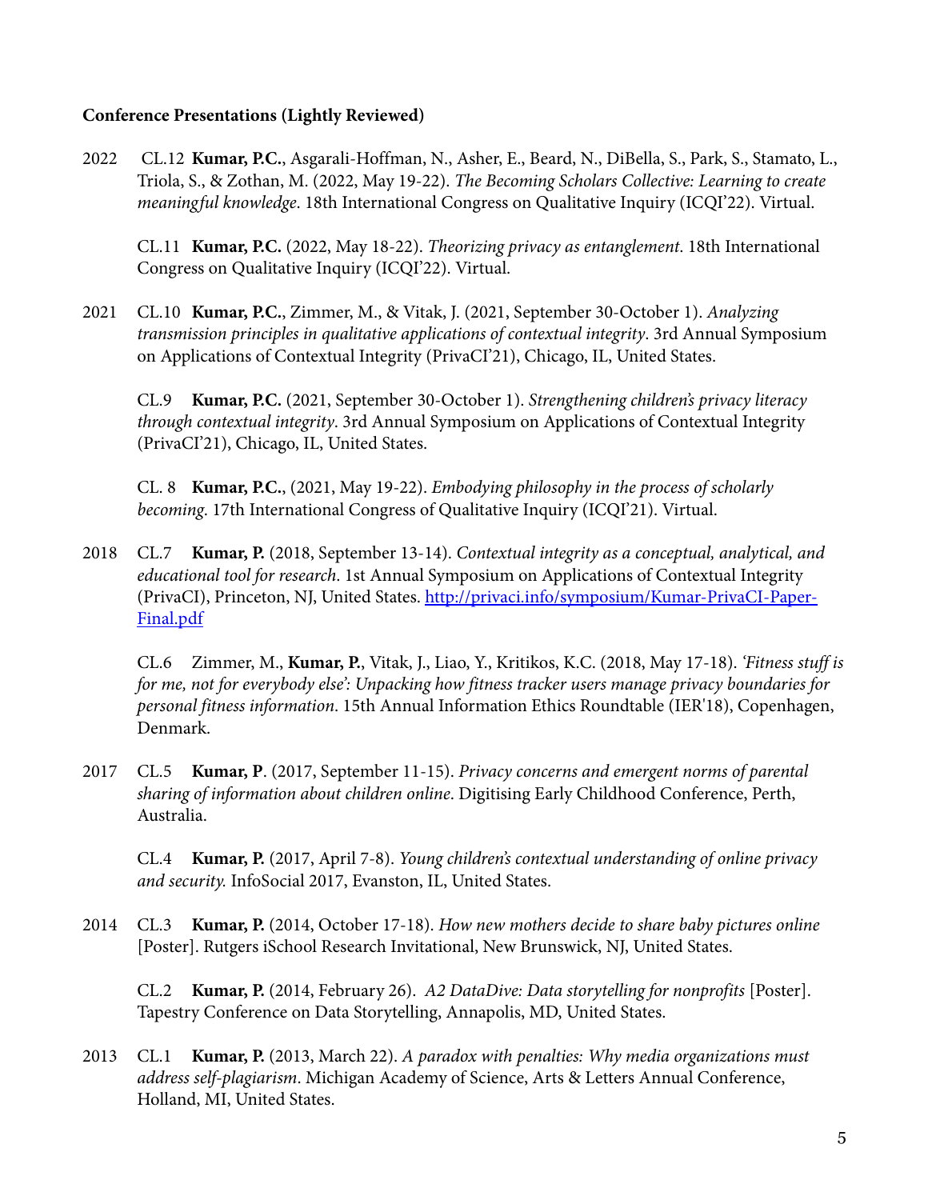**Conference Presentations (Lightly Reviewed)**

2022 CL.12 **Kumar, P.C.**, Asgarali-Hoffman, N., Asher, E., Beard, N., DiBella, S., Park, S., Stamato, L., Triola, S., & Zothan, M. (2022, May 19-22). *The Becoming Scholars Collective: Learning to create meaningful knowledge*. 18th International Congress on Qualitative Inquiry (ICQI'22). Virtual.

CL.11 **Kumar, P.C.** (2022, May 18-22). *Theorizing privacy as entanglement*. 18th International Congress on Qualitative Inquiry (ICQI'22). Virtual.

2021 CL.10 **Kumar, P.C.**, Zimmer, M., & Vitak, J. (2021, September 30-October 1). *Analyzing transmission principles in qualitative applications of contextual integrity*. 3rd Annual Symposium on Applications of Contextual Integrity (PrivaCI'21), Chicago, IL, United States.

CL.9 **Kumar, P.C.** (2021, September 30-October 1). *Strengthening children's privacy literacy through contextual integrity*. 3rd Annual Symposium on Applications of Contextual Integrity (PrivaCI'21), Chicago, IL, United States.

CL. 8 **Kumar, P.C.**, (2021, May 19-22). *Embodying philosophy in the process of scholarly becoming*. 17th International Congress of Qualitative Inquiry (ICQI'21). Virtual.

2018 CL.7 **Kumar, P.** (2018, September 13-14). *Contextual integrity as a conceptual, analytical, and educational tool for research*. 1st Annual Symposium on Applications of Contextual Integrity (PrivaCI), Princeton, NJ, United States. [http://privaci.info/symposium/Kumar-PrivaCI-Paper-Final.pdf](http://privaci.info/symposium/Kumar-PrivaCI-Paper-Final.pdf)

CL.6 Zimmer, M., **Kumar, P.**, Vitak, J., Liao, Y., Kritikos, K.C. (2018, May 17-18). *'Fitness stuff is for me, not for everybody else': Unpacking how fitness tracker users manage privacy boundaries for personal fitness information*. 15th Annual Information Ethics Roundtable (IER'18), Copenhagen, Denmark.

2017 CL.5 **Kumar, P**. (2017, September 11-15). *Privacy concerns and emergent norms of parental sharing of information about children online*. Digitising Early Childhood Conference, Perth, Australia.

CL.4 **Kumar, P.** (2017, April 7-8). *Young children's contextual understanding of online privacy and security.* InfoSocial 2017, Evanston, IL, United States.

2014 CL.3 **Kumar, P.** (2014, October 17-18). *How new mothers decide to share baby pictures online* [Poster]. Rutgers iSchool Research Invitational, New Brunswick, NJ, United States.

CL.2 **Kumar, P.** (2014, February 26). *A2 DataDive: Data storytelling for nonprofits* [Poster]. Tapestry Conference on Data Storytelling, Annapolis, MD, United States.

2013 CL.1 **Kumar, P.** (2013, March 22). *A paradox with penalties: Why media organizations must address self-plagiarism*. Michigan Academy of Science, Arts & Letters Annual Conference, Holland, MI, United States.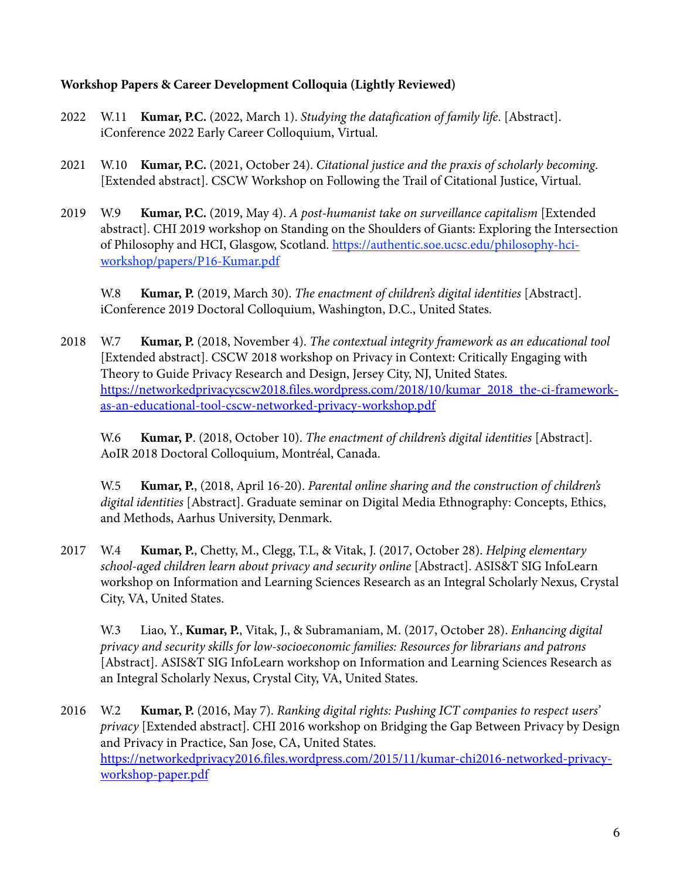**Workshop Papers & Career Development Colloquia (Lightly Reviewed)**

2022 W.11 **Kumar, P.C.** (2022, March 1). *Studying the datafication of family life*. [Abstract]. iConference 2022 Early Career Colloquium, Virtual.

2021 W.10 **Kumar, P.C.** (2021, October 24). *Citational justice and the praxis of scholarly becoming.* [Extended abstract]. CSCW Workshop on Following the Trail of Citational Justice, Virtual.

2019 W.9 **Kumar, P.C.** (2019, May 4). *A post-humanist take on surveillance capitalism* [Extended abstract]. CHI 2019 workshop on Standing on the Shoulders of Giants: Exploring the Intersection of Philosophy and HCI, Glasgow, Scotland. https://authentic.soe.ucsc.edu/philosophy-hci-workshop/papers/P16-Kumar.pdf

W.8 **Kumar, P.** (2019, March 30). *The enactment of children's digital identities* [Abstract]. iConference 2019 Doctoral Colloquium, Washington, D.C., United States.

2018 W.7 **Kumar, P.** (2018, November 4). *The contextual integrity framework as an educational tool* [Extended abstract]. CSCW 2018 workshop on Privacy in Context: Critically Engaging with Theory to Guide Privacy Research and Design, Jersey City, NJ, United States. https://networkedprivacycscw2018.files.wordpress.com/2018/10/kumar_2018_the-ci-framework-as-an-educational-tool-cscw-networked-privacy-workshop.pdf

W.6 **Kumar, P**. (2018, October 10). *The enactment of children's digital identities* [Abstract]. AoIR 2018 Doctoral Colloquium, Montréal, Canada.

W.5 **Kumar, P.**, (2018, April 16-20). *Parental online sharing and the construction of children's digital identities* [Abstract]. Graduate seminar on Digital Media Ethnography: Concepts, Ethics, and Methods, Aarhus University, Denmark.

2017 W.4 **Kumar, P.**, Chetty, M., Clegg, T.L, & Vitak, J. (2017, October 28). *Helping elementary school-aged children learn about privacy and security online* [Abstract]. ASIS&T SIG InfoLearn workshop on Information and Learning Sciences Research as an Integral Scholarly Nexus, Crystal City, VA, United States.

W.3 Liao, Y., **Kumar, P.**, Vitak, J., & Subramaniam, M. (2017, October 28). *Enhancing digital privacy and security skills for low-socioeconomic families: Resources for librarians and patrons* [Abstract]. ASIS&T SIG InfoLearn workshop on Information and Learning Sciences Research as an Integral Scholarly Nexus, Crystal City, VA, United States.

2016 W.2 **Kumar, P.** (2016, May 7). *Ranking digital rights: Pushing ICT companies to respect users' privacy* [Extended abstract]. CHI 2016 workshop on Bridging the Gap Between Privacy by Design and Privacy in Practice, San Jose, CA, United States. https://networkedprivacy2016.files.wordpress.com/2015/11/kumar-chi2016-networked-privacy-workshop-paper.pdf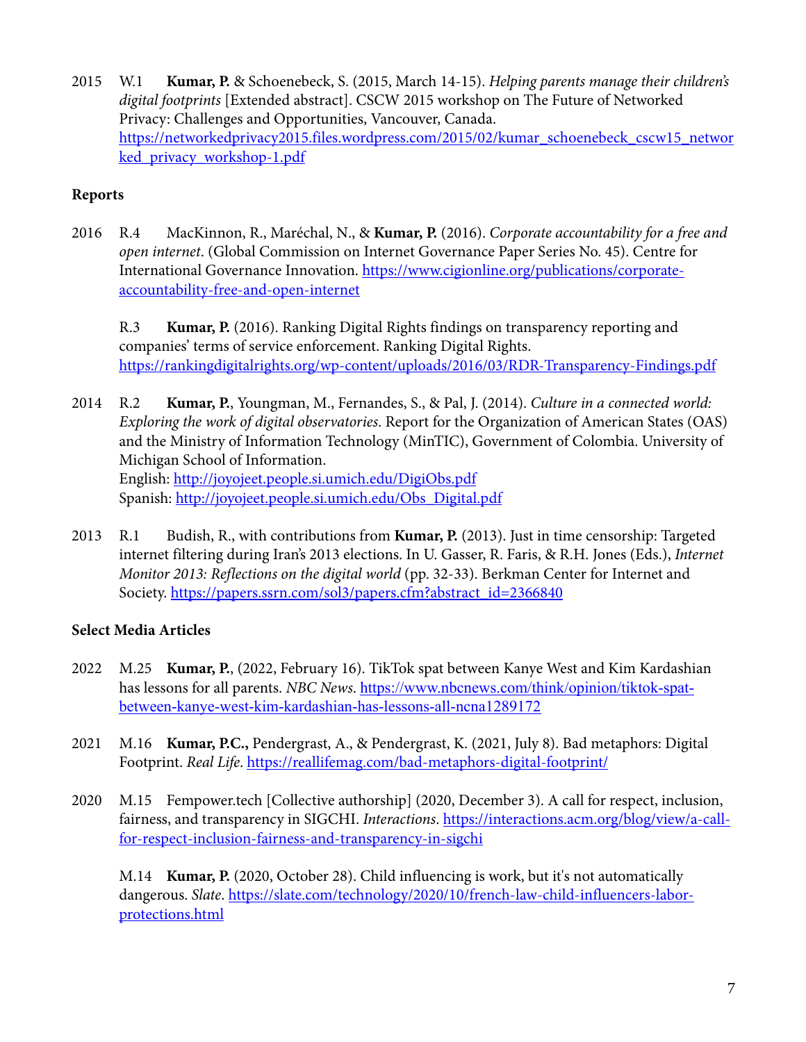2015 W.1 **Kumar, P.** & Schoenebeck, S. (2015, March 14-15). *Helping parents manage their children's digital footprints* [Extended abstract]. CSCW 2015 workshop on The Future of Networked Privacy: Challenges and Opportunities, Vancouver, Canada. https://networkedprivacy2015.files.wordpress.com/2015/02/kumar_schoenebeck_cscw15_networked_privacy_workshop-1.pdf

### Reports

2016 R.4 MacKinnon, R., Maréchal, N., & **Kumar, P.** (2016). *Corporate accountability for a free and open internet*. (Global Commission on Internet Governance Paper Series No. 45). Centre for International Governance Innovation. https://www.cigionline.org/publications/corporate-accountability-free-and-open-internet

R.3 **Kumar, P.** (2016). Ranking Digital Rights findings on transparency reporting and companies' terms of service enforcement. Ranking Digital Rights. https://rankingdigitalrights.org/wp-content/uploads/2016/03/RDR-Transparency-Findings.pdf

2014 R.2 **Kumar, P.**, Youngman, M., Fernandes, S., & Pal, J. (2014). *Culture in a connected world: Exploring the work of digital observatories.* Report for the Organization of American States (OAS) and the Ministry of Information Technology (MinTIC), Government of Colombia. University of Michigan School of Information.
English: http://joyojeet.people.si.umich.edu/DigiObs.pdf
Spanish: http://joyojeet.people.si.umich.edu/Obs_Digital.pdf

2013 R.1 Budish, R., with contributions from **Kumar, P.** (2013). Just in time censorship: Targeted internet filtering during Iran's 2013 elections. In U. Gasser, R. Faris, & R.H. Jones (Eds.), *Internet Monitor 2013: Reflections on the digital world* (pp. 32-33). Berkman Center for Internet and Society. https://papers.ssrn.com/sol3/papers.cfm?abstract_id=2366840

### Select Media Articles

2022 M.25 **Kumar, P.**, (2022, February 16). TikTok spat between Kanye West and Kim Kardashian has lessons for all parents. *NBC News*. https://www.nbcnews.com/think/opinion/tiktok-spat-between-kanye-west-kim-kardashian-has-lessons-all-ncna1289172

2021 M.16 **Kumar, P.C.**, Pendergrast, A., & Pendergrast, K. (2021, July 8). Bad metaphors: Digital Footprint. *Real Life*. https://reallifemag.com/bad-metaphors-digital-footprint/

2020 M.15 Fempower.tech [Collective authorship] (2020, December 3). A call for respect, inclusion, fairness, and transparency in SIGCHI. *Interactions*. https://interactions.acm.org/blog/view/a-call-for-respect-inclusion-fairness-and-transparency-in-sigchi

M.14 **Kumar, P.** (2020, October 28). Child influencing is work, but it's not automatically dangerous. *Slate*. https://slate.com/technology/2020/10/french-law-child-influencers-labor-protections.html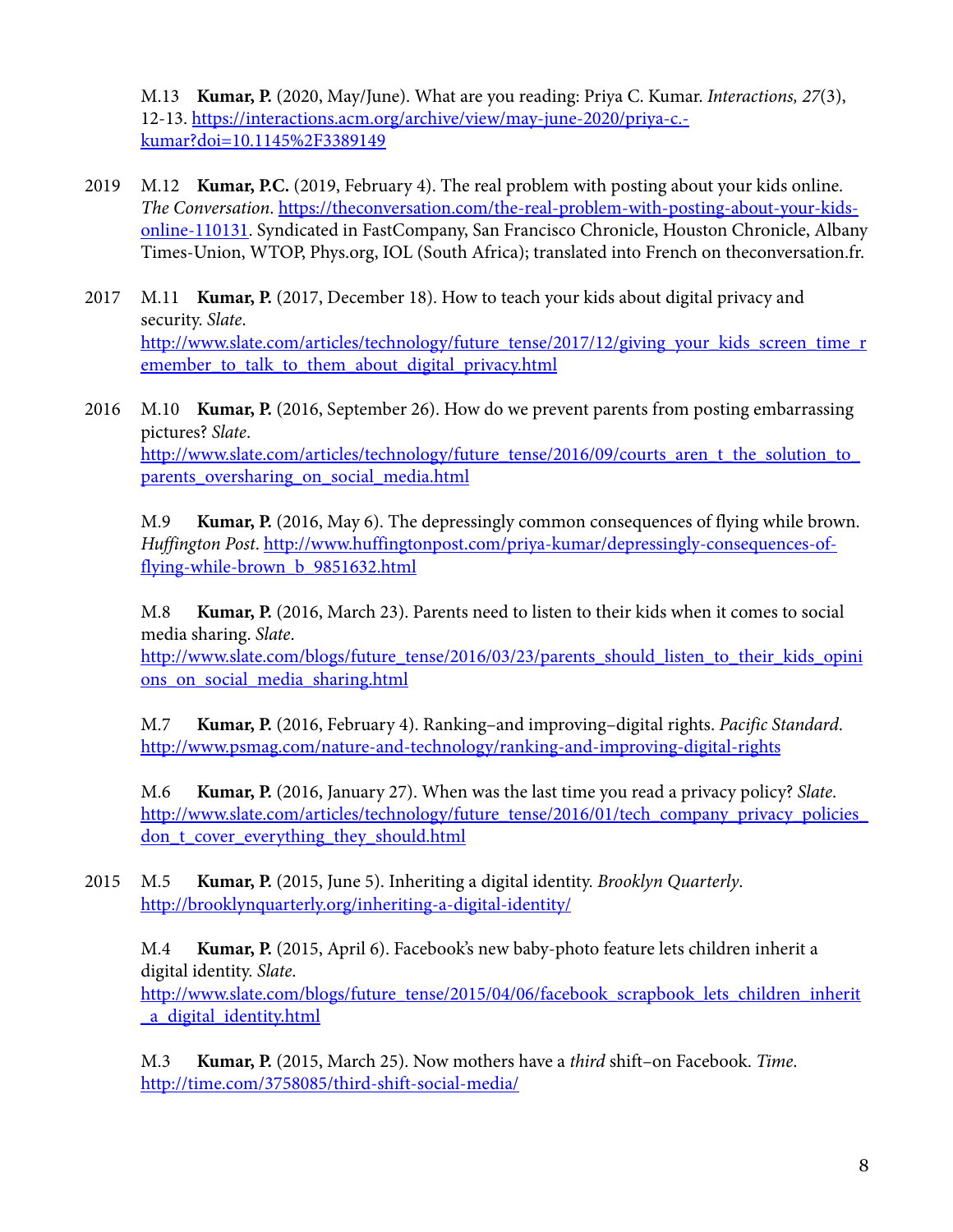M.13 **Kumar, P.** (2020, May/June). What are you reading: Priya C. Kumar. *Interactions, 27*(3), 12-13. https://interactions.acm.org/archive/view/may-june-2020/priya-c.-kumar?doi=10.1145%2F3389149

2019 M.12 **Kumar, P.C.** (2019, February 4). The real problem with posting about your kids online. *The Conversation*. https://theconversation.com/the-real-problem-with-posting-about-your-kids-online-110131. Syndicated in FastCompany, San Francisco Chronicle, Houston Chronicle, Albany Times-Union, WTOP, Phys.org, IOL (South Africa); translated into French on theconversation.fr.

2017 M.11 **Kumar, P.** (2017, December 18). How to teach your kids about digital privacy and security. *Slate*. http://www.slate.com/articles/technology/future_tense/2017/12/giving_your_kids_screen_time_remember_to_talk_to_them_about_digital_privacy.html

2016 M.10 **Kumar, P.** (2016, September 26). How do we prevent parents from posting embarrassing pictures? *Slate*. http://www.slate.com/articles/technology/future_tense/2016/09/courts_aren_t_the_solution_to_parents_oversharing_on_social_media.html

M.9 **Kumar, P.** (2016, May 6). The depressingly common consequences of flying while brown. *Huffington Post*. http://www.huffingtonpost.com/priya-kumar/depressingly-consequences-of-flying-while-brown_b_9851632.html

M.8 **Kumar, P.** (2016, March 23). Parents need to listen to their kids when it comes to social media sharing. *Slate*. http://www.slate.com/blogs/future_tense/2016/03/23/parents_should_listen_to_their_kids_opinions_on_social_media_sharing.html

M.7 **Kumar, P.** (2016, February 4). Ranking–and improving–digital rights. *Pacific Standard*. http://www.psmag.com/nature-and-technology/ranking-and-improving-digital-rights

M.6 **Kumar, P.** (2016, January 27). When was the last time you read a privacy policy? *Slate*. http://www.slate.com/articles/technology/future_tense/2016/01/tech_company_privacy_policies_don_t_cover_everything_they_should.html

2015 M.5 **Kumar, P.** (2015, June 5). Inheriting a digital identity. *Brooklyn Quarterly*. http://brooklynquarterly.org/inheriting-a-digital-identity/

M.4 **Kumar, P.** (2015, April 6). Facebook's new baby-photo feature lets children inherit a digital identity. *Slate*. http://www.slate.com/blogs/future_tense/2015/04/06/facebook_scrapbook_lets_children_inherit_a_digital_identity.html

M.3 **Kumar, P.** (2015, March 25). Now mothers have a *third* shift–on Facebook. *Time*. http://time.com/3758085/third-shift-social-media/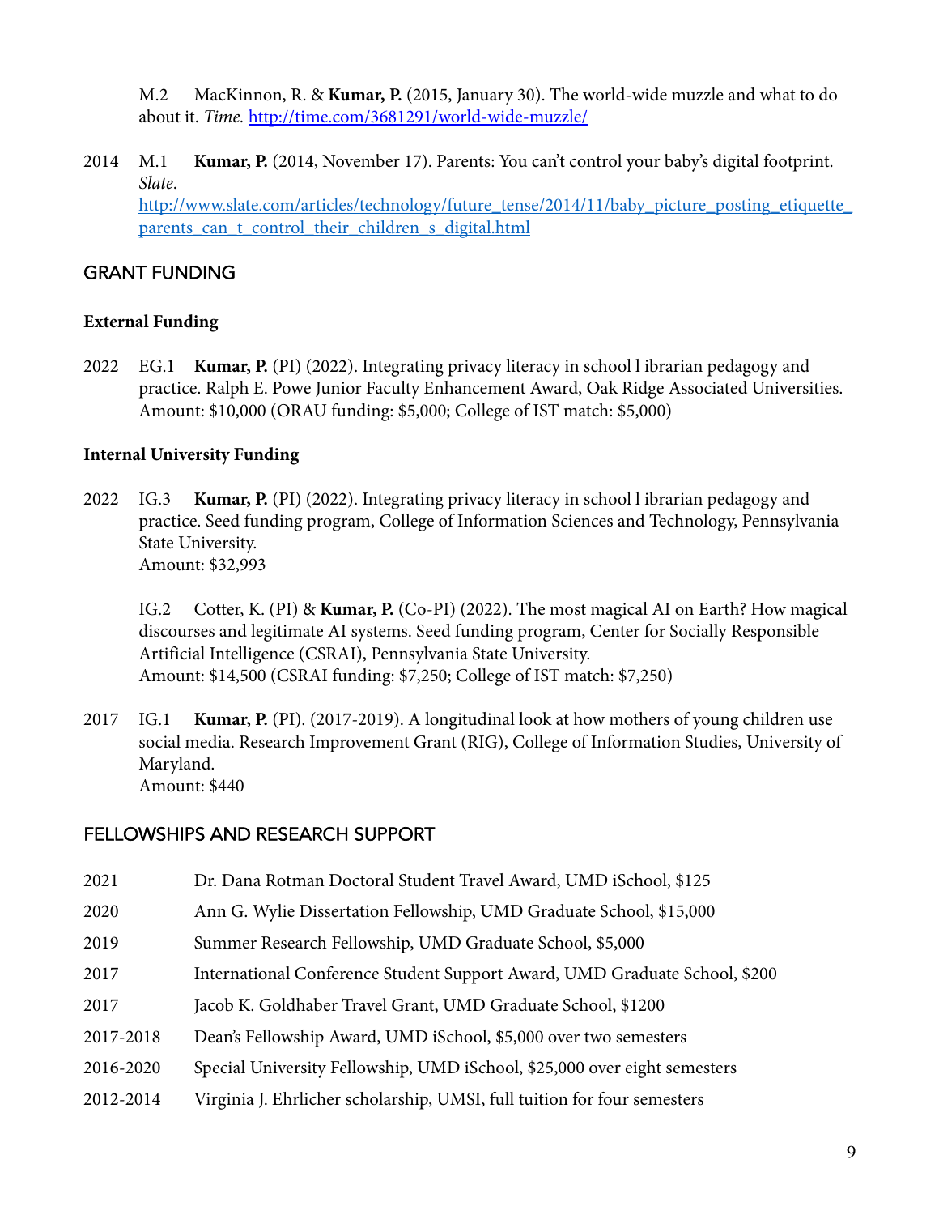M.2 MacKinnon, R. & **Kumar, P.** (2015, January 30). The world-wide muzzle and what to do about it. *Time.* http://time.com/3681291/world-wide-muzzle/

2014 M.1 **Kumar, P.** (2014, November 17). Parents: You can't control your baby's digital footprint. *Slate*. http://www.slate.com/articles/technology/future_tense/2014/11/baby_picture_posting_etiquette_parents_can_t_control_their_children_s_digital.html

## GRANT FUNDING

### External Funding

2022 EG.1 **Kumar, P.** (PI) (2022). Integrating privacy literacy in school l ibrarian pedagogy and practice. Ralph E. Powe Junior Faculty Enhancement Award, Oak Ridge Associated Universities. Amount: $10,000 (ORAU funding: $5,000; College of IST match: $5,000)

### Internal University Funding

2022 IG.3 **Kumar, P.** (PI) (2022). Integrating privacy literacy in school l ibrarian pedagogy and practice. Seed funding program, College of Information Sciences and Technology, Pennsylvania State University.
Amount: $32,993

IG.2 Cotter, K. (PI) & **Kumar, P.** (Co-PI) (2022). The most magical AI on Earth? How magical discourses and legitimate AI systems. Seed funding program, Center for Socially Responsible Artificial Intelligence (CSRAI), Pennsylvania State University.
Amount: $14,500 (CSRAI funding: $7,250; College of IST match: $7,250)

2017 IG.1 **Kumar, P.** (PI). (2017-2019). A longitudinal look at how mothers of young children use social media. Research Improvement Grant (RIG), College of Information Studies, University of Maryland.
Amount: $440

## FELLOWSHIPS AND RESEARCH SUPPORT

2021 Dr. Dana Rotman Doctoral Student Travel Award, UMD iSchool, $125

2020 Ann G. Wylie Dissertation Fellowship, UMD Graduate School, $15,000

2019 Summer Research Fellowship, UMD Graduate School, $5,000

2017 International Conference Student Support Award, UMD Graduate School, $200

2017 Jacob K. Goldhaber Travel Grant, UMD Graduate School, $1200

2017-2018 Dean's Fellowship Award, UMD iSchool, $5,000 over two semesters

2016-2020 Special University Fellowship, UMD iSchool, $25,000 over eight semesters

2012-2014 Virginia J. Ehrlicher scholarship, UMSI, full tuition for four semesters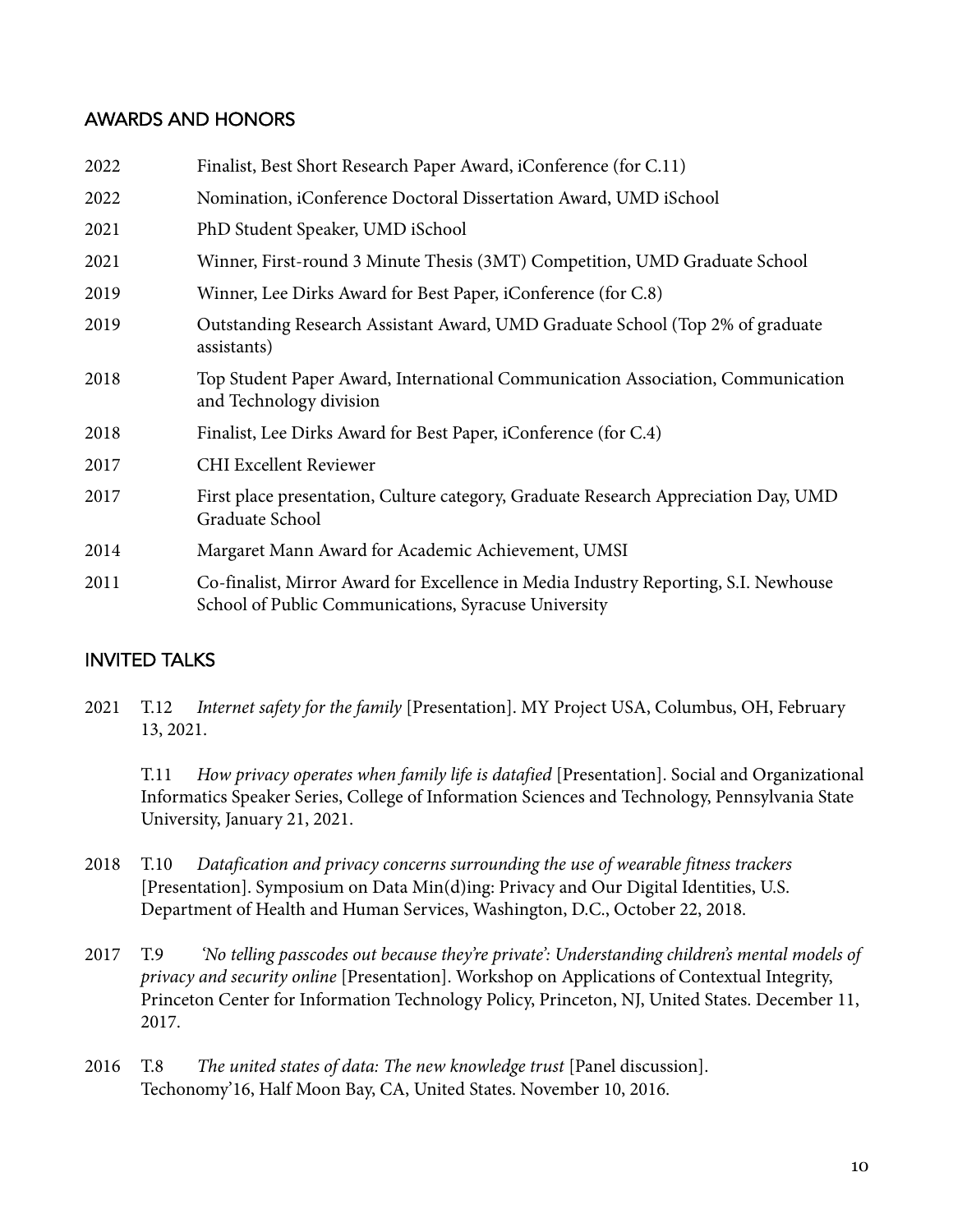## AWARDS AND HONORS

2022 Finalist, Best Short Research Paper Award, iConference (for C.11)

2022 Nomination, iConference Doctoral Dissertation Award, UMD iSchool

2021 PhD Student Speaker, UMD iSchool

2021 Winner, First-round 3 Minute Thesis (3MT) Competition, UMD Graduate School

2019 Winner, Lee Dirks Award for Best Paper, iConference (for C.8)

2019 Outstanding Research Assistant Award, UMD Graduate School (Top 2% of graduate assistants)

2018 Top Student Paper Award, International Communication Association, Communication and Technology division

2018 Finalist, Lee Dirks Award for Best Paper, iConference (for C.4)

2017 CHI Excellent Reviewer

2017 First place presentation, Culture category, Graduate Research Appreciation Day, UMD Graduate School

2014 Margaret Mann Award for Academic Achievement, UMSI

2011 Co-finalist, Mirror Award for Excellence in Media Industry Reporting, S.I. Newhouse School of Public Communications, Syracuse University

## INVITED TALKS

2021 T.12 *Internet safety for the family* [Presentation]. MY Project USA, Columbus, OH, February 13, 2021.

T.11 *How privacy operates when family life is datafied* [Presentation]. Social and Organizational Informatics Speaker Series, College of Information Sciences and Technology, Pennsylvania State University, January 21, 2021.

2018 T.10 *Datafication and privacy concerns surrounding the use of wearable fitness trackers* [Presentation]. Symposium on Data Min(d)ing: Privacy and Our Digital Identities, U.S. Department of Health and Human Services, Washington, D.C., October 22, 2018.

2017 T.9 *'No telling passcodes out because they're private': Understanding children's mental models of privacy and security online* [Presentation]. Workshop on Applications of Contextual Integrity, Princeton Center for Information Technology Policy, Princeton, NJ, United States. December 11, 2017.

2016 T.8 *The united states of data: The new knowledge trust* [Panel discussion]. Techonomy'16, Half Moon Bay, CA, United States. November 10, 2016.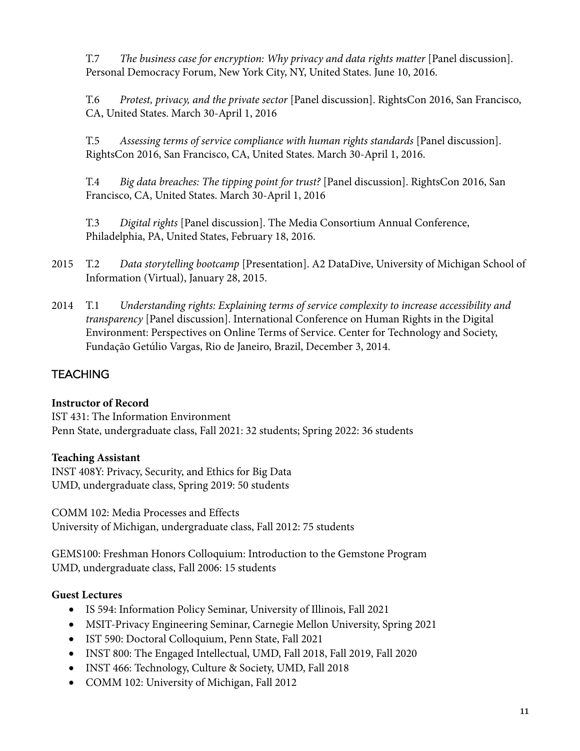T.7 *The business case for encryption: Why privacy and data rights matter* [Panel discussion]. Personal Democracy Forum, New York City, NY, United States. June 10, 2016.

T.6 *Protest, privacy, and the private sector* [Panel discussion]. RightsCon 2016, San Francisco, CA, United States. March 30-April 1, 2016

T.5 *Assessing terms of service compliance with human rights standards* [Panel discussion]. RightsCon 2016, San Francisco, CA, United States. March 30-April 1, 2016.

T.4 *Big data breaches: The tipping point for trust?* [Panel discussion]. RightsCon 2016, San Francisco, CA, United States. March 30-April 1, 2016

T.3 *Digital rights* [Panel discussion]. The Media Consortium Annual Conference, Philadelphia, PA, United States, February 18, 2016.

2015 T.2 *Data storytelling bootcamp* [Presentation]. A2 DataDive, University of Michigan School of Information (Virtual), January 28, 2015.

2014 T.1 *Understanding rights: Explaining terms of service complexity to increase accessibility and transparency* [Panel discussion]. International Conference on Human Rights in the Digital Environment: Perspectives on Online Terms of Service. Center for Technology and Society, Fundação Getúlio Vargas, Rio de Janeiro, Brazil, December 3, 2014.

## TEACHING

**Instructor of Record**
IST 431: The Information Environment
Penn State, undergraduate class, Fall 2021: 32 students; Spring 2022: 36 students

**Teaching Assistant**
INST 408Y: Privacy, Security, and Ethics for Big Data
UMD, undergraduate class, Spring 2019: 50 students

COMM 102: Media Processes and Effects
University of Michigan, undergraduate class, Fall 2012: 75 students

GEMS100: Freshman Honors Colloquium: Introduction to the Gemstone Program
UMD, undergraduate class, Fall 2006: 15 students

**Guest Lectures**

- IS 594: Information Policy Seminar, University of Illinois, Fall 2021
- MSIT-Privacy Engineering Seminar, Carnegie Mellon University, Spring 2021
- IST 590: Doctoral Colloquium, Penn State, Fall 2021
- INST 800: The Engaged Intellectual, UMD, Fall 2018, Fall 2019, Fall 2020
- INST 466: Technology, Culture & Society, UMD, Fall 2018
- COMM 102: University of Michigan, Fall 2012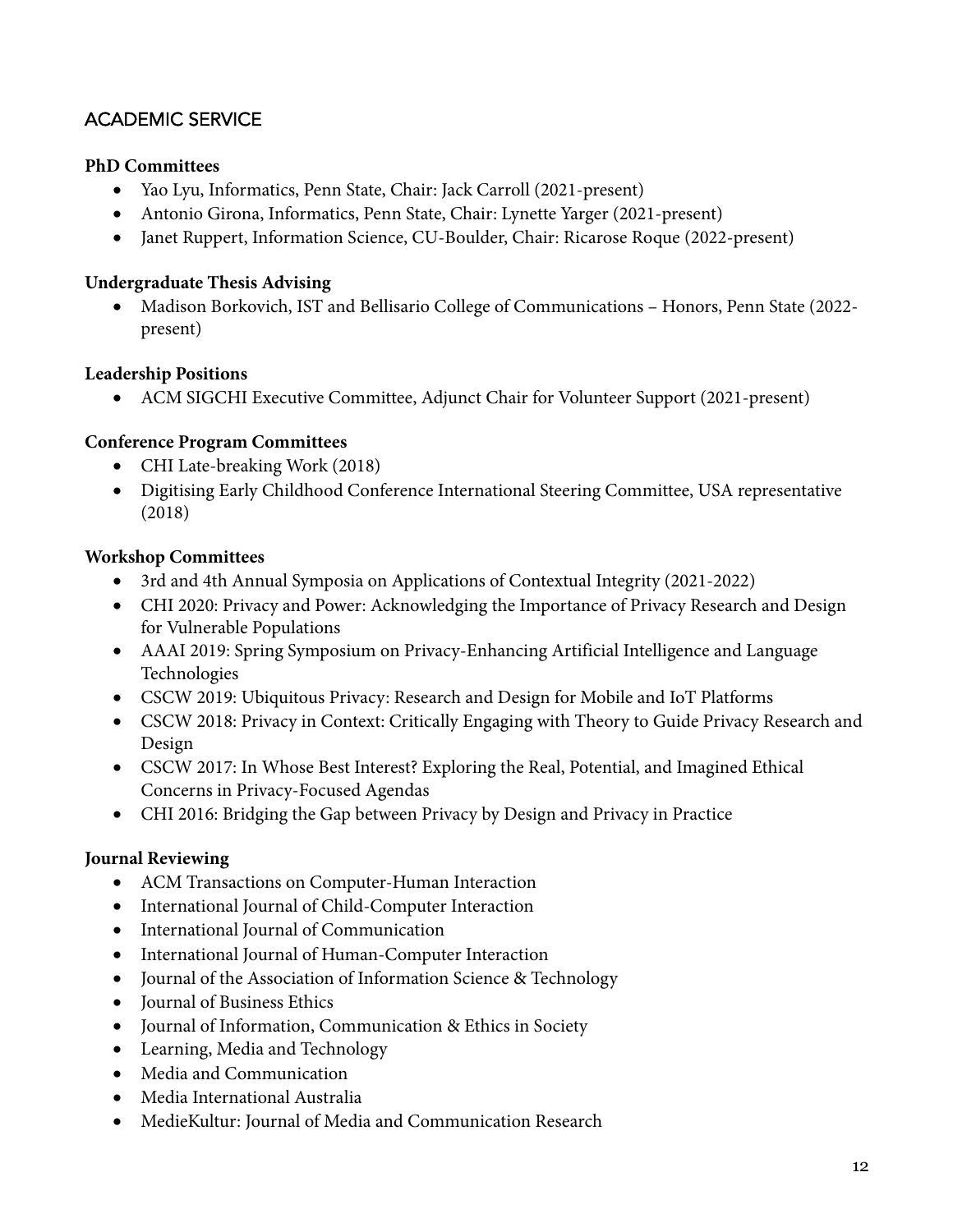## ACADEMIC SERVICE

**PhD Committees**

- Yao Lyu, Informatics, Penn State, Chair: Jack Carroll (2021-present)
- Antonio Girona, Informatics, Penn State, Chair: Lynette Yarger (2021-present)
- Janet Ruppert, Information Science, CU-Boulder, Chair: Ricarose Roque (2022-present)

**Undergraduate Thesis Advising**

- Madison Borkovich, IST and Bellisario College of Communications – Honors, Penn State (2022-present)

**Leadership Positions**

- ACM SIGCHI Executive Committee, Adjunct Chair for Volunteer Support (2021-present)

**Conference Program Committees**

- CHI Late-breaking Work (2018)
- Digitising Early Childhood Conference International Steering Committee, USA representative (2018)

**Workshop Committees**

- 3rd and 4th Annual Symposia on Applications of Contextual Integrity (2021-2022)
- CHI 2020: Privacy and Power: Acknowledging the Importance of Privacy Research and Design for Vulnerable Populations
- AAAI 2019: Spring Symposium on Privacy-Enhancing Artificial Intelligence and Language Technologies
- CSCW 2019: Ubiquitous Privacy: Research and Design for Mobile and IoT Platforms
- CSCW 2018: Privacy in Context: Critically Engaging with Theory to Guide Privacy Research and Design
- CSCW 2017: In Whose Best Interest? Exploring the Real, Potential, and Imagined Ethical Concerns in Privacy-Focused Agendas
- CHI 2016: Bridging the Gap between Privacy by Design and Privacy in Practice

**Journal Reviewing**

- ACM Transactions on Computer-Human Interaction
- International Journal of Child-Computer Interaction
- International Journal of Communication
- International Journal of Human-Computer Interaction
- Journal of the Association of Information Science & Technology
- Journal of Business Ethics
- Journal of Information, Communication & Ethics in Society
- Learning, Media and Technology
- Media and Communication
- Media International Australia
- MedieKultur: Journal of Media and Communication Research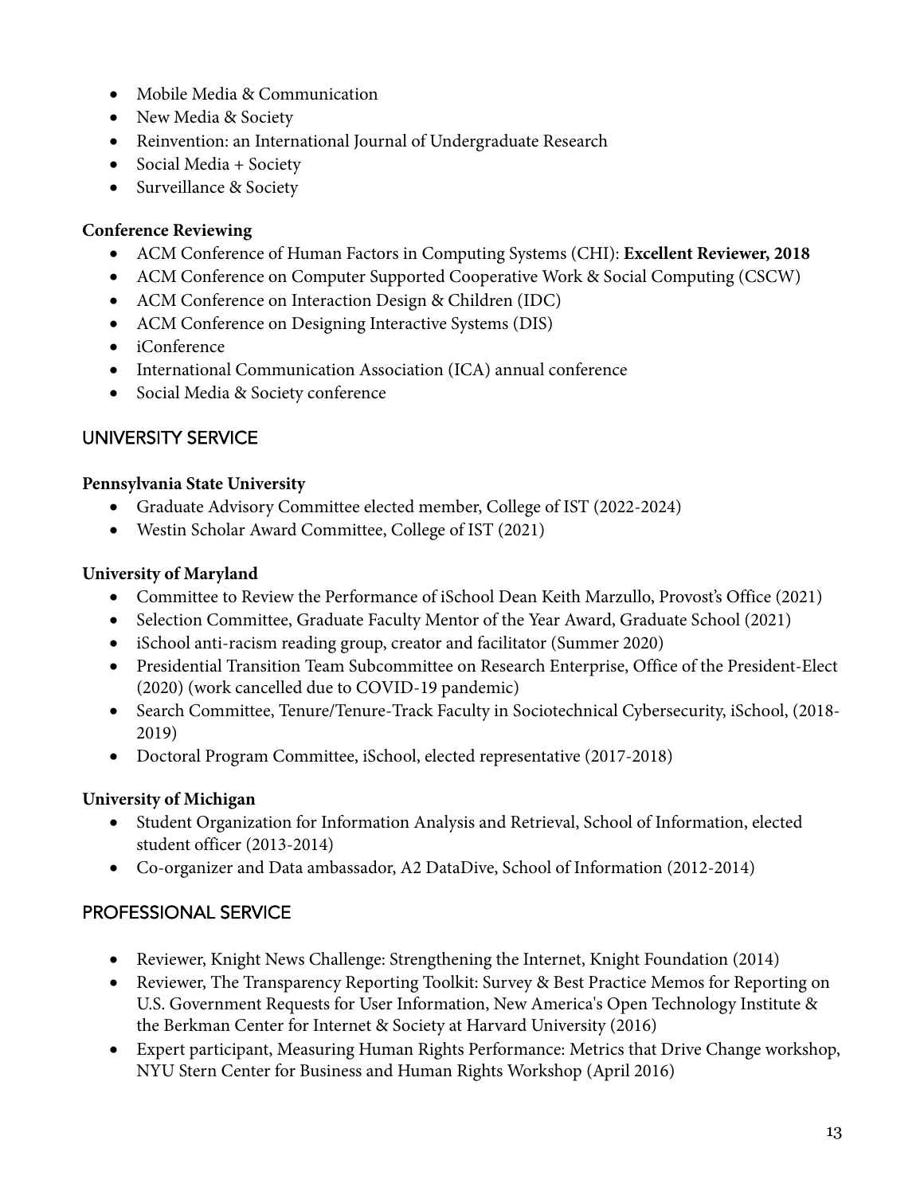- Mobile Media & Communication
- New Media & Society
- Reinvention: an International Journal of Undergraduate Research
- Social Media + Society
- Surveillance & Society

**Conference Reviewing**

- ACM Conference of Human Factors in Computing Systems (CHI): **Excellent Reviewer, 2018**
- ACM Conference on Computer Supported Cooperative Work & Social Computing (CSCW)
- ACM Conference on Interaction Design & Children (IDC)
- ACM Conference on Designing Interactive Systems (DIS)
- iConference
- International Communication Association (ICA) annual conference
- Social Media & Society conference

## UNIVERSITY SERVICE

**Pennsylvania State University**

- Graduate Advisory Committee elected member, College of IST (2022-2024)
- Westin Scholar Award Committee, College of IST (2021)

**University of Maryland**

- Committee to Review the Performance of iSchool Dean Keith Marzullo, Provost's Office (2021)
- Selection Committee, Graduate Faculty Mentor of the Year Award, Graduate School (2021)
- iSchool anti-racism reading group, creator and facilitator (Summer 2020)
- Presidential Transition Team Subcommittee on Research Enterprise, Office of the President-Elect (2020) (work cancelled due to COVID-19 pandemic)
- Search Committee, Tenure/Tenure-Track Faculty in Sociotechnical Cybersecurity, iSchool, (2018-2019)
- Doctoral Program Committee, iSchool, elected representative (2017-2018)

**University of Michigan**

- Student Organization for Information Analysis and Retrieval, School of Information, elected student officer (2013-2014)
- Co-organizer and Data ambassador, A2 DataDive, School of Information (2012-2014)

## PROFESSIONAL SERVICE

- Reviewer, Knight News Challenge: Strengthening the Internet, Knight Foundation (2014)
- Reviewer, The Transparency Reporting Toolkit: Survey & Best Practice Memos for Reporting on U.S. Government Requests for User Information, New America's Open Technology Institute & the Berkman Center for Internet & Society at Harvard University (2016)
- Expert participant, Measuring Human Rights Performance: Metrics that Drive Change workshop, NYU Stern Center for Business and Human Rights Workshop (April 2016)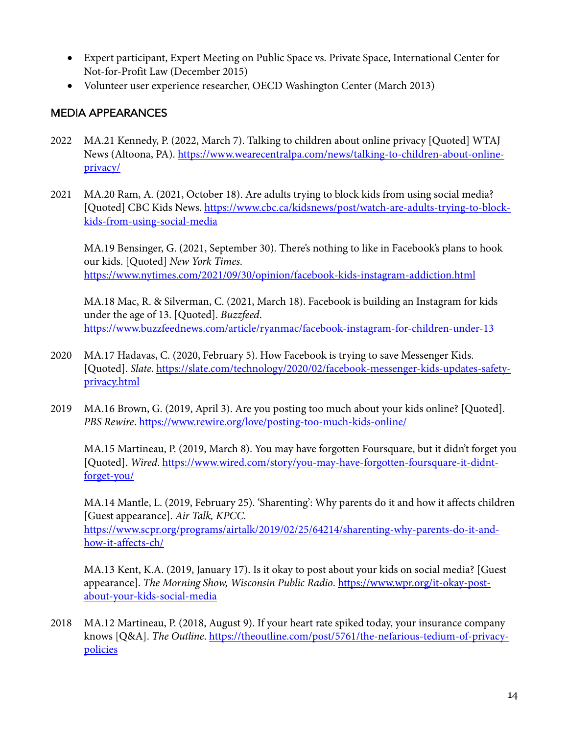- Expert participant, Expert Meeting on Public Space vs. Private Space, International Center for Not-for-Profit Law (December 2015)
- Volunteer user experience researcher, OECD Washington Center (March 2013)

## MEDIA APPEARANCES

2022 MA.21 Kennedy, P. (2022, March 7). Talking to children about online privacy [Quoted] WTAJ News (Altoona, PA). https://www.wearecentralpa.com/news/talking-to-children-about-online-privacy/

2021 MA.20 Ram, A. (2021, October 18). Are adults trying to block kids from using social media? [Quoted] CBC Kids News. https://www.cbc.ca/kidsnews/post/watch-are-adults-trying-to-block-kids-from-using-social-media

MA.19 Bensinger, G. (2021, September 30). There's nothing to like in Facebook's plans to hook our kids. [Quoted] *New York Times*. https://www.nytimes.com/2021/09/30/opinion/facebook-kids-instagram-addiction.html

MA.18 Mac, R. & Silverman, C. (2021, March 18). Facebook is building an Instagram for kids under the age of 13. [Quoted]. *Buzzfeed*. https://www.buzzfeednews.com/article/ryanmac/facebook-instagram-for-children-under-13

2020 MA.17 Hadavas, C. (2020, February 5). How Facebook is trying to save Messenger Kids. [Quoted]. *Slate*. https://slate.com/technology/2020/02/facebook-messenger-kids-updates-safety-privacy.html

2019 MA.16 Brown, G. (2019, April 3). Are you posting too much about your kids online? [Quoted]. *PBS Rewire*. https://www.rewire.org/love/posting-too-much-kids-online/

MA.15 Martineau, P. (2019, March 8). You may have forgotten Foursquare, but it didn't forget you [Quoted]. *Wired*. https://www.wired.com/story/you-may-have-forgotten-foursquare-it-didnt-forget-you/

MA.14 Mantle, L. (2019, February 25). 'Sharenting': Why parents do it and how it affects children [Guest appearance]. *Air Talk, KPCC*. https://www.scpr.org/programs/airtalk/2019/02/25/64214/sharenting-why-parents-do-it-and-how-it-affects-ch/

MA.13 Kent, K.A. (2019, January 17). Is it okay to post about your kids on social media? [Guest appearance]. *The Morning Show, Wisconsin Public Radio*. https://www.wpr.org/it-okay-post-about-your-kids-social-media

2018 MA.12 Martineau, P. (2018, August 9). If your heart rate spiked today, your insurance company knows [Q&A]. *The Outline*. https://theoutline.com/post/5761/the-nefarious-tedium-of-privacy-policies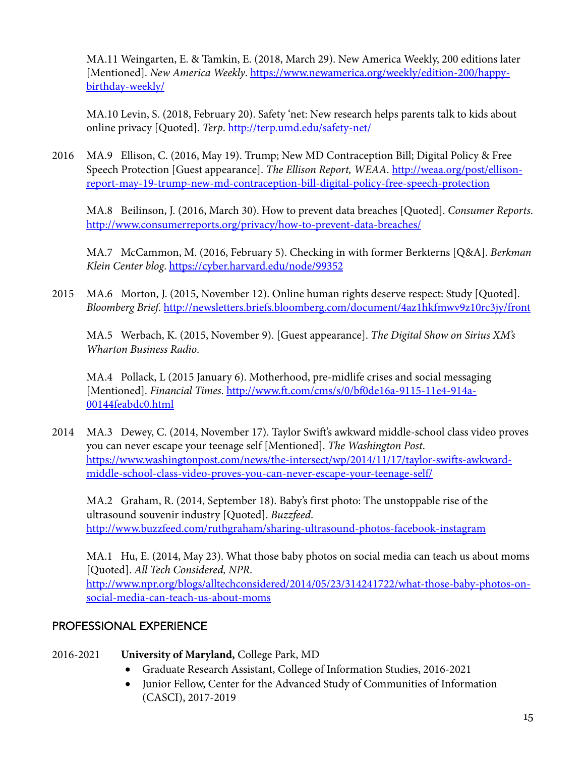MA.11 Weingarten, E. & Tamkin, E. (2018, March 29). New America Weekly, 200 editions later [Mentioned]. *New America Weekly*. https://www.newamerica.org/weekly/edition-200/happy-birthday-weekly/

MA.10 Levin, S. (2018, February 20). Safety 'net: New research helps parents talk to kids about online privacy [Quoted]. *Terp*. http://terp.umd.edu/safety-net/

2016 MA.9 Ellison, C. (2016, May 19). Trump; New MD Contraception Bill; Digital Policy & Free Speech Protection [Guest appearance]. *The Ellison Report, WEAA*. http://weaa.org/post/ellison-report-may-19-trump-new-md-contraception-bill-digital-policy-free-speech-protection

MA.8 Beilinson, J. (2016, March 30). How to prevent data breaches [Quoted]. *Consumer Reports*. http://www.consumerreports.org/privacy/how-to-prevent-data-breaches/

MA.7 McCammon, M. (2016, February 5). Checking in with former Berkterns [Q&A]. *Berkman Klein Center blog*. https://cyber.harvard.edu/node/99352

2015 MA.6 Morton, J. (2015, November 12). Online human rights deserve respect: Study [Quoted]. *Bloomberg Brief*. http://newsletters.briefs.bloomberg.com/document/4az1hkfmwv9z10rc3jy/front

MA.5 Werbach, K. (2015, November 9). [Guest appearance]. *The Digital Show on Sirius XM's Wharton Business Radio*.

MA.4 Pollack, L (2015 January 6). Motherhood, pre-midlife crises and social messaging [Mentioned]. *Financial Times*. http://www.ft.com/cms/s/0/bf0de16a-9115-11e4-914a-00144feabdc0.html

2014 MA.3 Dewey, C. (2014, November 17). Taylor Swift's awkward middle-school class video proves you can never escape your teenage self [Mentioned]. *The Washington Post*. https://www.washingtonpost.com/news/the-intersect/wp/2014/11/17/taylor-swifts-awkward-middle-school-class-video-proves-you-can-never-escape-your-teenage-self/

MA.2 Graham, R. (2014, September 18). Baby's first photo: The unstoppable rise of the ultrasound souvenir industry [Quoted]. *Buzzfeed*. http://www.buzzfeed.com/ruthgraham/sharing-ultrasound-photos-facebook-instagram

MA.1 Hu, E. (2014, May 23). What those baby photos on social media can teach us about moms [Quoted]. *All Tech Considered, NPR*. http://www.npr.org/blogs/alltechconsidered/2014/05/23/314241722/what-those-baby-photos-on-social-media-can-teach-us-about-moms

## PROFESSIONAL EXPERIENCE

2016-2021 **University of Maryland,** College Park, MD

- Graduate Research Assistant, College of Information Studies, 2016-2021
- Junior Fellow, Center for the Advanced Study of Communities of Information (CASCI), 2017-2019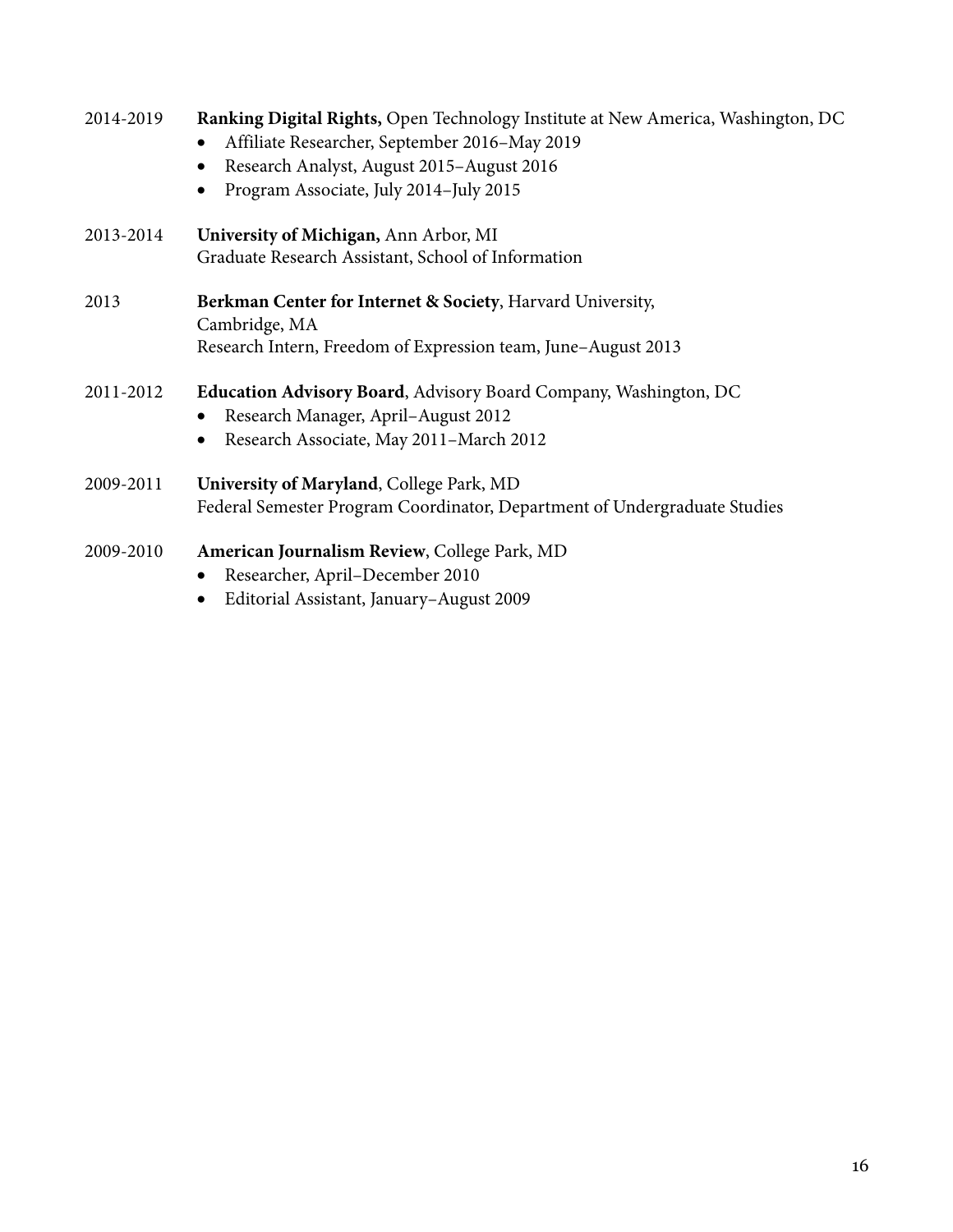2014-2019 **Ranking Digital Rights,** Open Technology Institute at New America, Washington, DC

- Affiliate Researcher, September 2016–May 2019
- Research Analyst, August 2015–August 2016
- Program Associate, July 2014–July 2015

2013-2014 **University of Michigan,** Ann Arbor, MI
Graduate Research Assistant, School of Information

2013 **Berkman Center for Internet & Society**, Harvard University, Cambridge, MA
Research Intern, Freedom of Expression team, June–August 2013

2011-2012 **Education Advisory Board**, Advisory Board Company, Washington, DC

- Research Manager, April–August 2012
- Research Associate, May 2011–March 2012

2009-2011 **University of Maryland**, College Park, MD
Federal Semester Program Coordinator, Department of Undergraduate Studies

2009-2010 **American Journalism Review**, College Park, MD

- Researcher, April–December 2010
- Editorial Assistant, January–August 2009